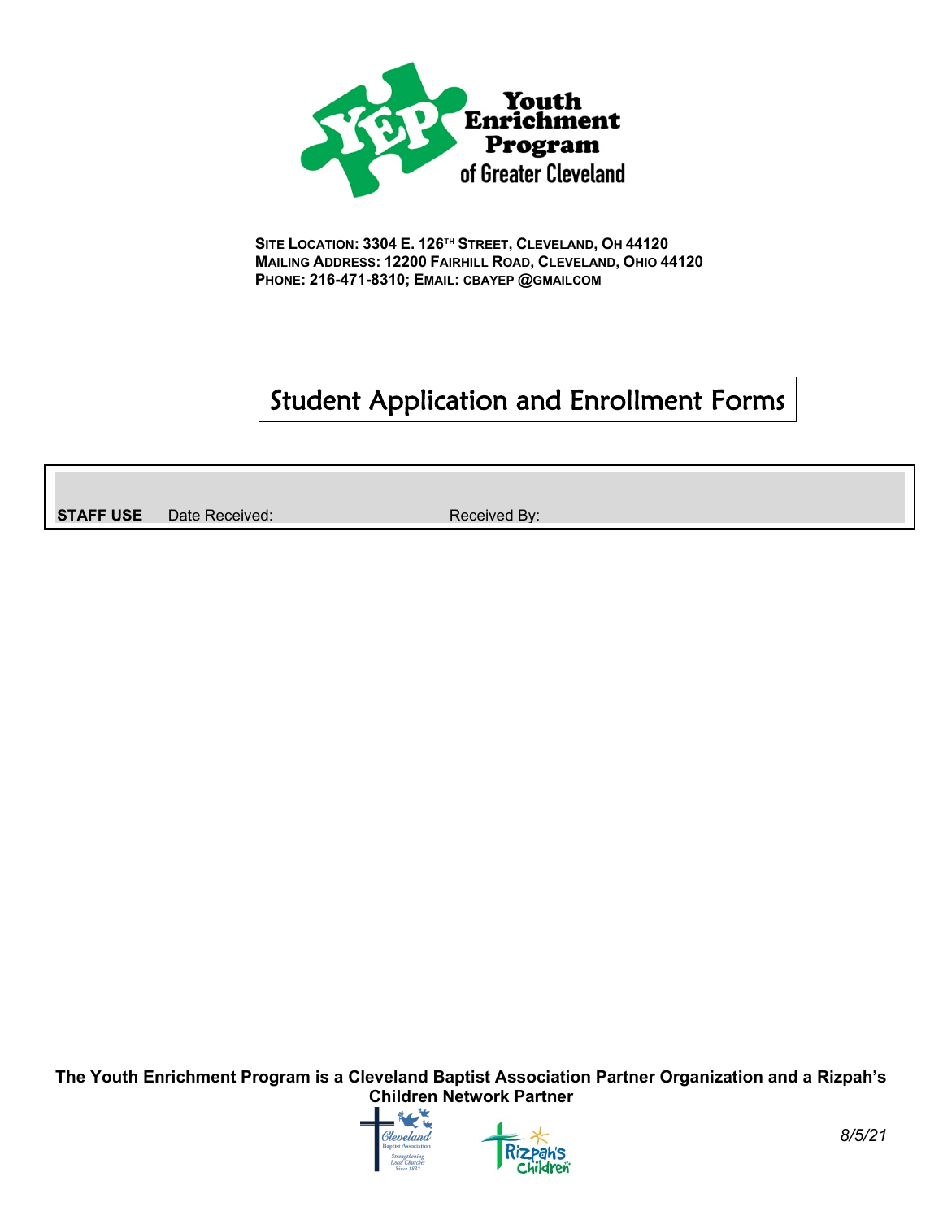**Youth Enrichment Program of Greater Cleveland**

**SITE LOCATION: 3304 E. 126TH STREET, CLEVELAND, OH 44120**
**MAILING ADDRESS: 12200 FAIRHILL ROAD, CLEVELAND, OHIO 44120**
**PHONE: 216-471-8310; EMAIL: CBAYEP @GMAILCOM**

# Student Application and Enrollment Forms

| **STAFF USE** | Date Received: | Received By: |
|---|---|---|

**The Youth Enrichment Program is a Cleveland Baptist Association Partner Organization and a Rizpah's Children Network Partner**

*8/5/21*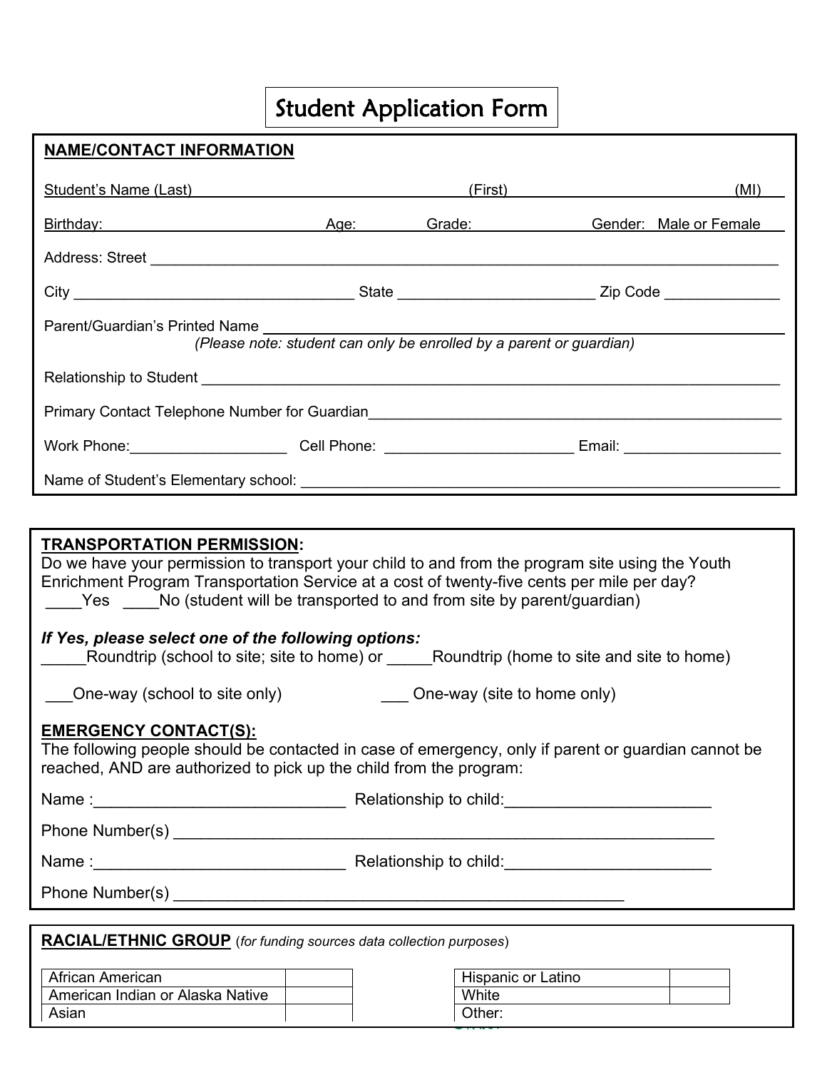# Student Application Form

## NAME/CONTACT INFORMATION

Student's Name (Last) ______________________ (First) ______________________ (MI) ____

Birthday: ______________________ Age: ________ Grade: ____________ Gender: Male or Female

Address: Street ____________________________________________________________________

City ______________________________ State ______________________ Zip Code ____________

Parent/Guardian's Printed Name ______________________________________________________

*(Please note: student can only be enrolled by a parent or guardian)*

Relationship to Student _______________________________________________________________

Primary Contact Telephone Number for Guardian ________________________________________

Work Phone: __________________ Cell Phone: ______________________ Email: __________________

Name of Student's Elementary school: ___________________________________________________

## TRANSPORTATION PERMISSION:

Do we have your permission to transport your child to and from the program site using the Youth Enrichment Program Transportation Service at a cost of twenty-five cents per mile per day?

____Yes ____No (student will be transported to and from site by parent/guardian)

***If Yes, please select one of the following options:***

_____Roundtrip (school to site; site to home) or _____Roundtrip (home to site and site to home)

___One-way (school to site only) ___ One-way (site to home only)

## EMERGENCY CONTACT(S):

The following people should be contacted in case of emergency, only if parent or guardian cannot be reached, AND are authorized to pick up the child from the program:

Name :___________________________ Relationship to child:______________________

Phone Number(s) ____________________________________________________________

Name :___________________________ Relationship to child:______________________

Phone Number(s) ____________________________________________________________

## RACIAL/ETHNIC GROUP (*for funding sources data collection purposes*)

| | |
|---|---|
| African American | |
| American Indian or Alaska Native | |
| Asian | |

| | |
|---|---|
| Hispanic or Latino | |
| White | |
| Other: | |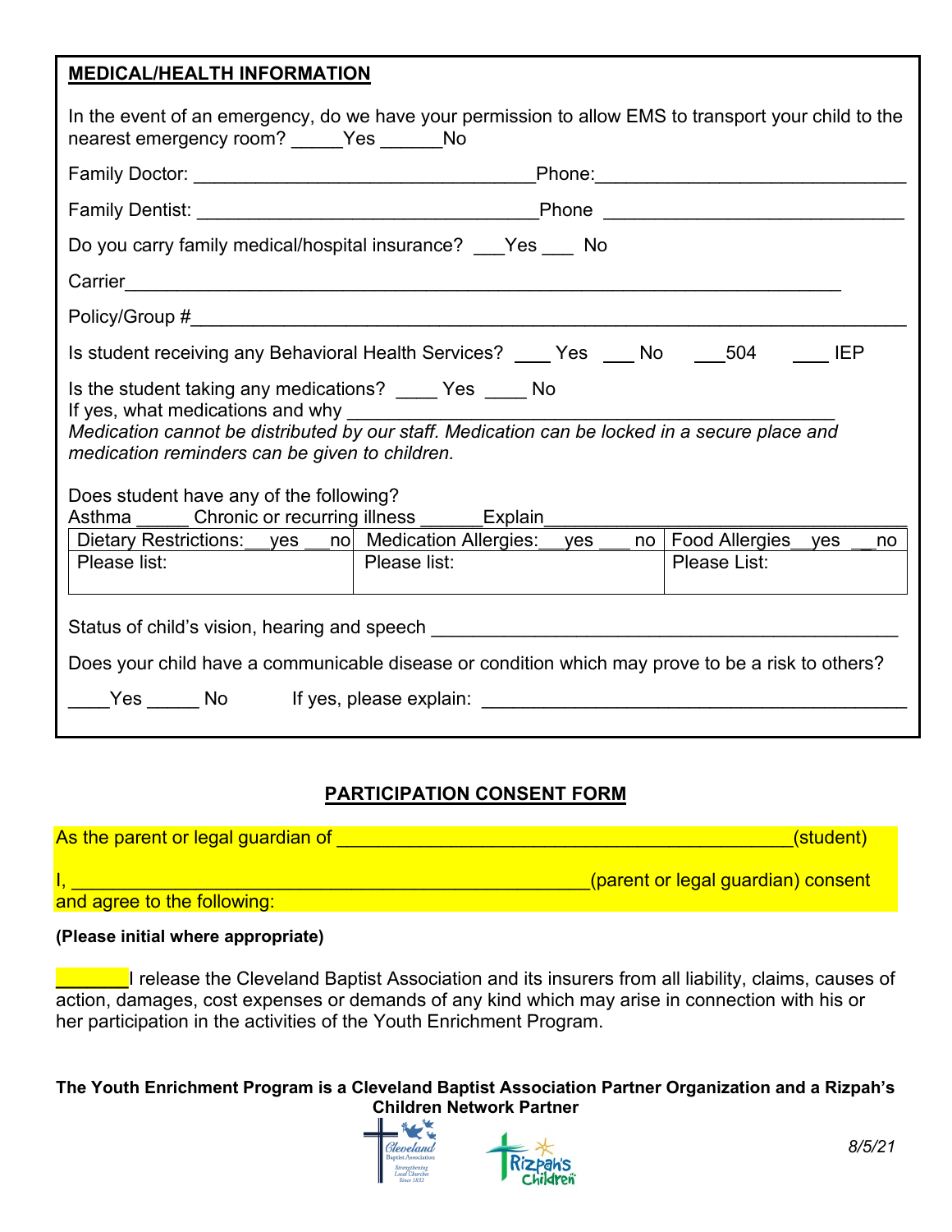**MEDICAL/HEALTH INFORMATION**

In the event of an emergency, do we have your permission to allow EMS to transport your child to the nearest emergency room? _____Yes ______No

Family Doctor: _________________________________Phone:______________________________

Family Dentist: _________________________________Phone ______________________________

Do you carry family medical/hospital insurance? ___Yes ___ No

Carrier_______________________________________________________________________

Policy/Group #__________________________________________________________________

Is student receiving any Behavioral Health Services? ____ Yes ___ No ___504 ____ IEP

Is the student taking any medications? ____ Yes ____ No
If yes, what medications and why _____________________________________________
*Medication cannot be distributed by our staff. Medication can be locked in a secure place and medication reminders can be given to children.*

Does student have any of the following?
Asthma _____ Chronic or recurring illness ______Explain_________________________________

| Dietary Restrictions:__yes __no | Medication Allergies:__yes ___ no | Food Allergies__yes __no |
|---|---|---|
| Please list: | Please list: | Please List: |

Status of child's vision, hearing and speech _____________________________________________

Does your child have a communicable disease or condition which may prove to be a risk to others?

____Yes _____ No If yes, please explain: __________________________________________

**PARTICIPATION CONSENT FORM**

As the parent or legal guardian of _____________________________________________(student)

I, ___________________________________________________(parent or legal guardian) consent and agree to the following:

**(Please initial where appropriate)**

_______I release the Cleveland Baptist Association and its insurers from all liability, claims, causes of action, damages, cost expenses or demands of any kind which may arise in connection with his or her participation in the activities of the Youth Enrichment Program.

**The Youth Enrichment Program is a Cleveland Baptist Association Partner Organization and a Rizpah's Children Network Partner**

8/5/21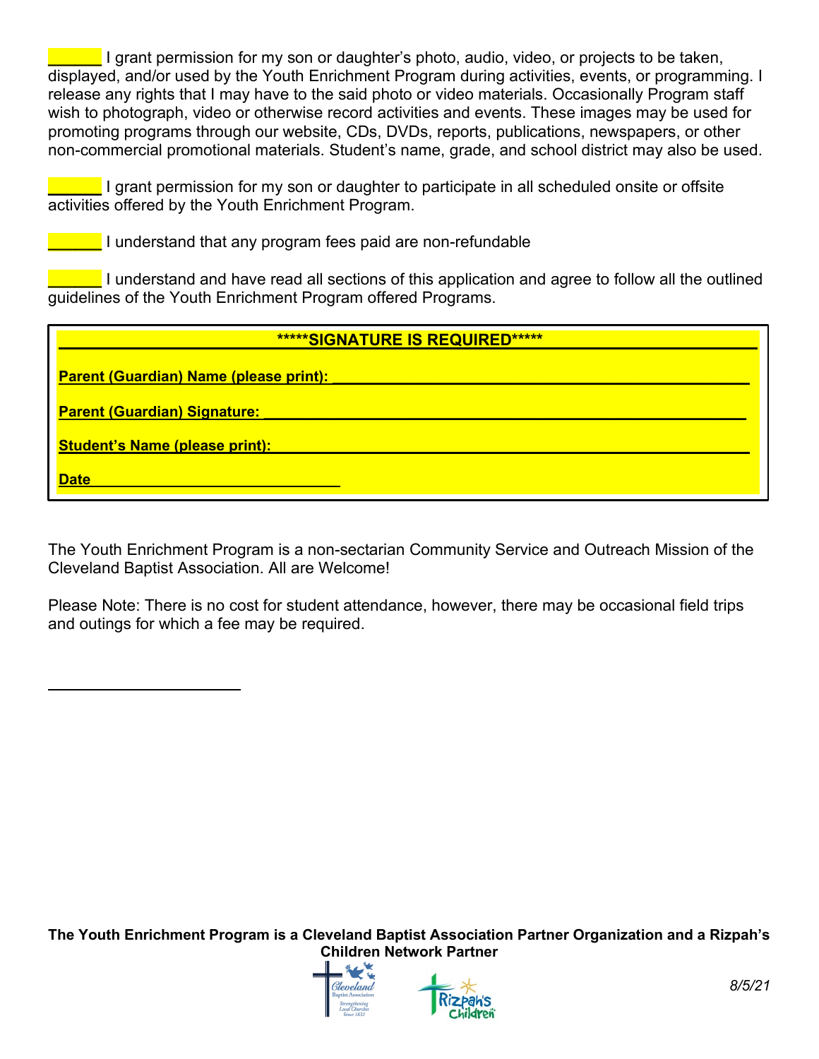______ I grant permission for my son or daughter's photo, audio, video, or projects to be taken, displayed, and/or used by the Youth Enrichment Program during activities, events, or programming. I release any rights that I may have to the said photo or video materials. Occasionally Program staff wish to photograph, video or otherwise record activities and events. These images may be used for promoting programs through our website, CDs, DVDs, reports, publications, newspapers, or other non-commercial promotional materials. Student's name, grade, and school district may also be used.

______ I grant permission for my son or daughter to participate in all scheduled onsite or offsite activities offered by the Youth Enrichment Program.

______ I understand that any program fees paid are non-refundable

______ I understand and have read all sections of this application and agree to follow all the outlined guidelines of the Youth Enrichment Program offered Programs.

**\*\*\*\*\*SIGNATURE IS REQUIRED\*\*\*\*\***

**Parent (Guardian) Name (please print):** ______________________________

**Parent (Guardian) Signature:** ______________________________

**Student's Name (please print):** ______________________________

**Date** ______________________________

The Youth Enrichment Program is a non-sectarian Community Service and Outreach Mission of the Cleveland Baptist Association. All are Welcome!

Please Note: There is no cost for student attendance, however, there may be occasional field trips and outings for which a fee may be required.

**The Youth Enrichment Program is a Cleveland Baptist Association Partner Organization and a Rizpah's Children Network Partner**

*8/5/21*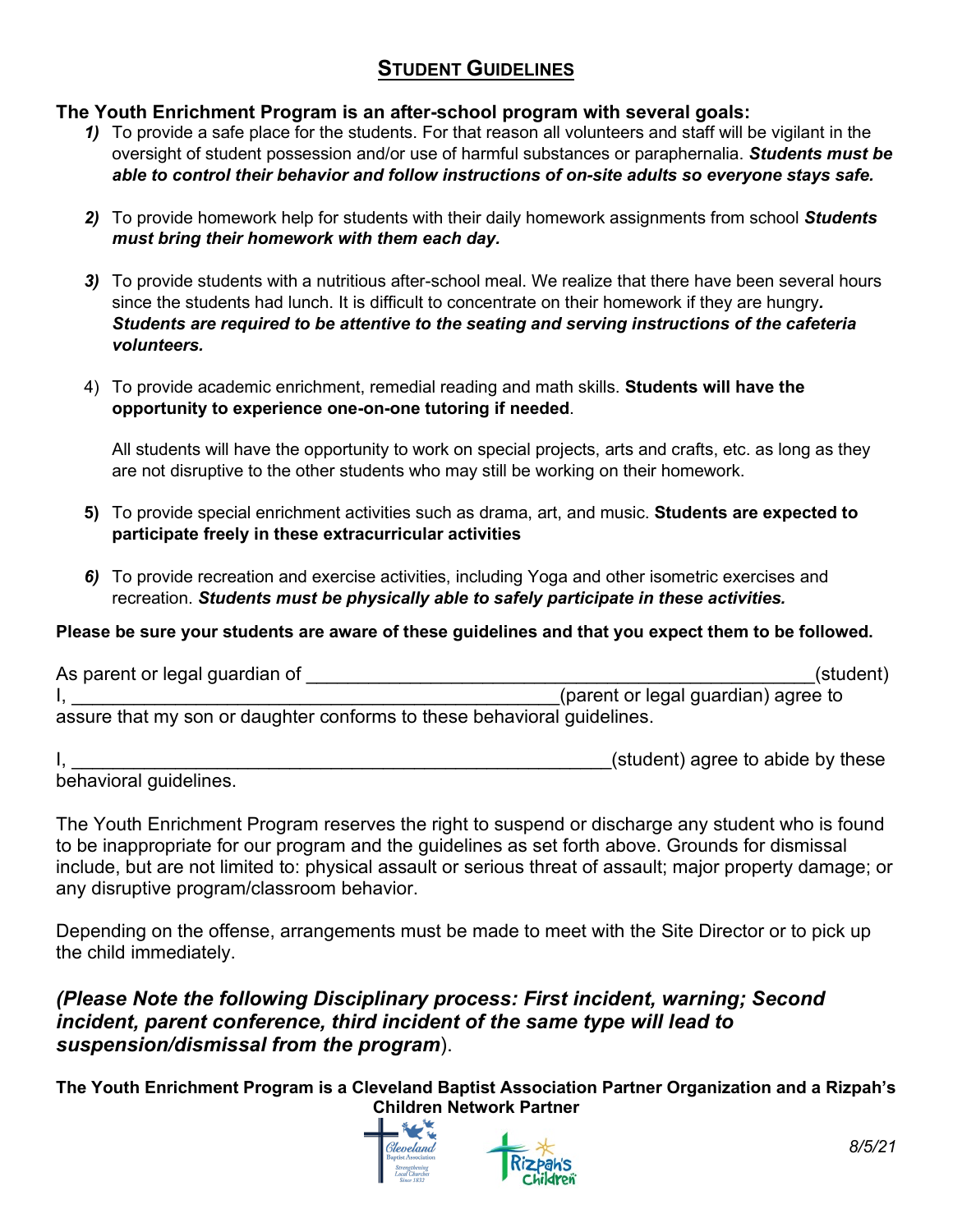## STUDENT GUIDELINES

**The Youth Enrichment Program is an after-school program with several goals:**

1) To provide a safe place for the students. For that reason all volunteers and staff will be vigilant in the oversight of student possession and/or use of harmful substances or paraphernalia. ***Students must be able to control their behavior and follow instructions of on-site adults so everyone stays safe.***

2) To provide homework help for students with their daily homework assignments from school ***Students must bring their homework with them each day.***

3) To provide students with a nutritious after-school meal. We realize that there have been several hours since the students had lunch. It is difficult to concentrate on their homework if they are hungry. ***Students are required to be attentive to the seating and serving instructions of the cafeteria volunteers.***

4) To provide academic enrichment, remedial reading and math skills. **Students will have the opportunity to experience one-on-one tutoring if needed**.

   All students will have the opportunity to work on special projects, arts and crafts, etc. as long as they are not disruptive to the other students who may still be working on their homework.

5) To provide special enrichment activities such as drama, art, and music. **Students are expected to participate freely in these extracurricular activities**

6) To provide recreation and exercise activities, including Yoga and other isometric exercises and recreation. ***Students must be physically able to safely participate in these activities.***

**Please be sure your students are aware of these guidelines and that you expect them to be followed.**

As parent or legal guardian of ___________________________________________________(student)
I, _________________________________________________(parent or legal guardian) agree to assure that my son or daughter conforms to these behavioral guidelines.

I, ______________________________________________________(student) agree to abide by these behavioral guidelines.

The Youth Enrichment Program reserves the right to suspend or discharge any student who is found to be inappropriate for our program and the guidelines as set forth above. Grounds for dismissal include, but are not limited to: physical assault or serious threat of assault; major property damage; or any disruptive program/classroom behavior.

Depending on the offense, arrangements must be made to meet with the Site Director or to pick up the child immediately.

***(Please Note the following Disciplinary process: First incident, warning; Second incident, parent conference, third incident of the same type will lead to suspension/dismissal from the program***).

**The Youth Enrichment Program is a Cleveland Baptist Association Partner Organization and a Rizpah's Children Network Partner**

*8/5/21*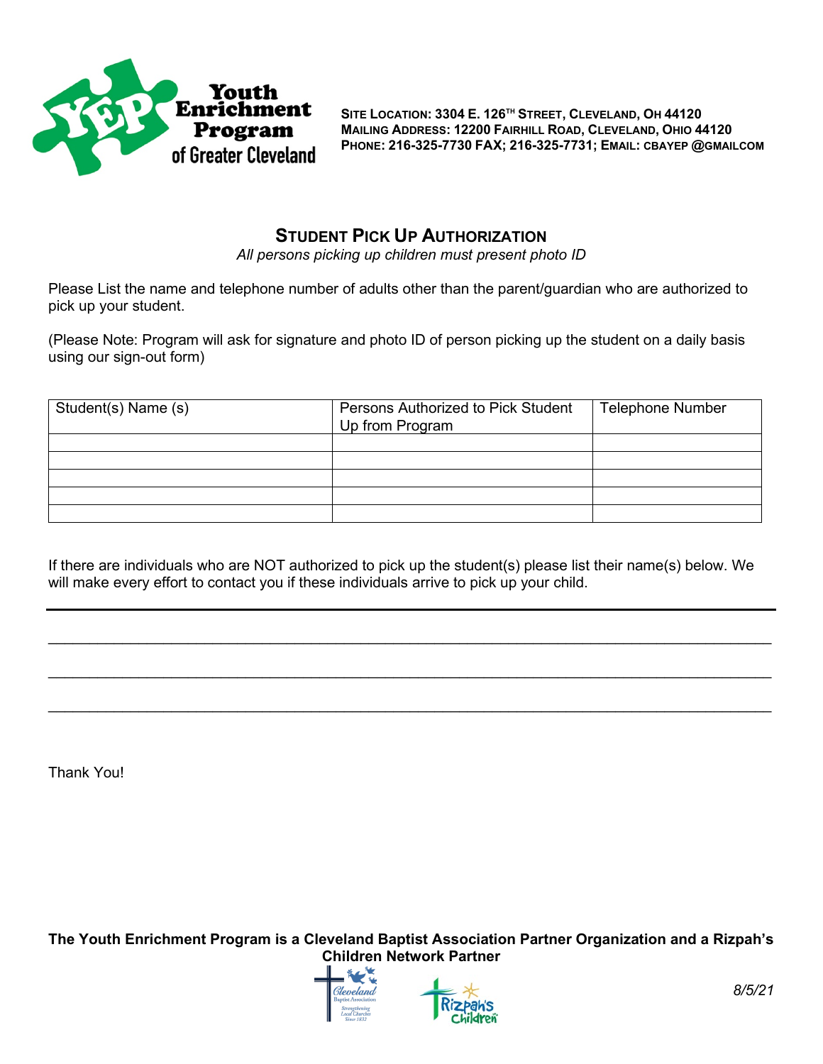**Youth Enrichment Program of Greater Cleveland**

**SITE LOCATION: 3304 E. 126TH STREET, CLEVELAND, OH 44120**
**MAILING ADDRESS: 12200 FAIRHILL ROAD, CLEVELAND, OHIO 44120**
**PHONE: 216-325-7730 FAX; 216-325-7731; EMAIL: CBAYEP @GMAILCOM**

## STUDENT PICK UP AUTHORIZATION

*All persons picking up children must present photo ID*

Please List the name and telephone number of adults other than the parent/guardian who are authorized to pick up your student.

(Please Note: Program will ask for signature and photo ID of person picking up the student on a daily basis using our sign-out form)

| Student(s) Name (s) | Persons Authorized to Pick Student Up from Program | Telephone Number |
|---|---|---|
| | | |
| | | |
| | | |
| | | |
| | | |

If there are individuals who are NOT authorized to pick up the student(s) please list their name(s) below. We will make every effort to contact you if these individuals arrive to pick up your child.

___________________________________________________________________________

___________________________________________________________________________

___________________________________________________________________________

___________________________________________________________________________

Thank You!

**The Youth Enrichment Program is a Cleveland Baptist Association Partner Organization and a Rizpah's Children Network Partner**

8/5/21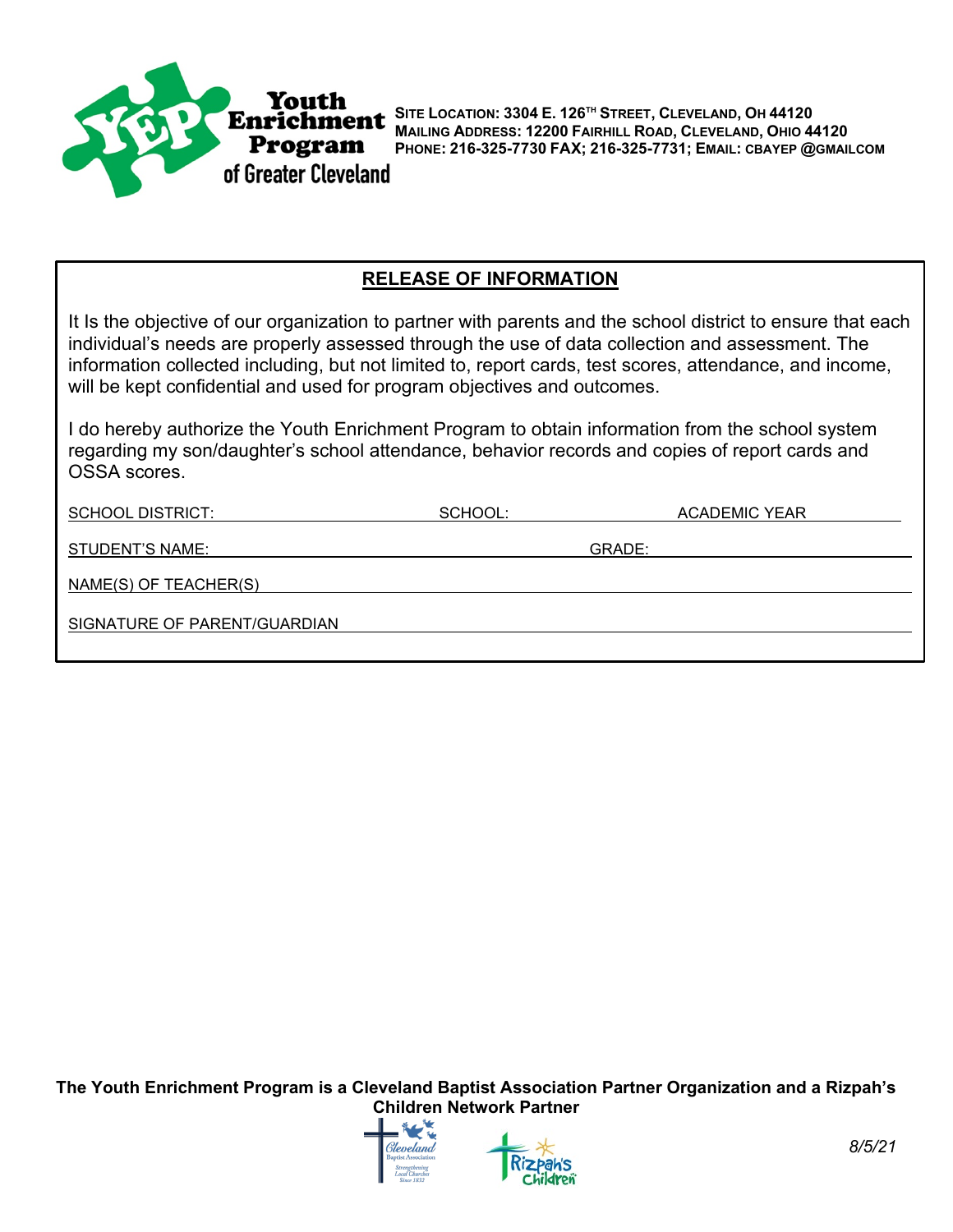**Youth Enrichment Program of Greater Cleveland**

**SITE LOCATION: 3304 E. 126TH STREET, CLEVELAND, OH 44120**
**MAILING ADDRESS: 12200 FAIRHILL ROAD, CLEVELAND, OHIO 44120**
**PHONE: 216-325-7730 FAX; 216-325-7731; EMAIL: CBAYEP @GMAILCOM**

## RELEASE OF INFORMATION

It Is the objective of our organization to partner with parents and the school district to ensure that each individual's needs are properly assessed through the use of data collection and assessment. The information collected including, but not limited to, report cards, test scores, attendance, and income, will be kept confidential and used for program objectives and outcomes.

I do hereby authorize the Youth Enrichment Program to obtain information from the school system regarding my son/daughter's school attendance, behavior records and copies of report cards and OSSA scores.

SCHOOL DISTRICT: ______________________ SCHOOL: ______________ ACADEMIC YEAR ____________

STUDENT'S NAME: ______________________________________ GRADE: ______________________

NAME(S) OF TEACHER(S) ______________________________________________________________

SIGNATURE OF PARENT/GUARDIAN _______________________________________________________

**The Youth Enrichment Program is a Cleveland Baptist Association Partner Organization and a Rizpah's Children Network Partner**

*8/5/21*